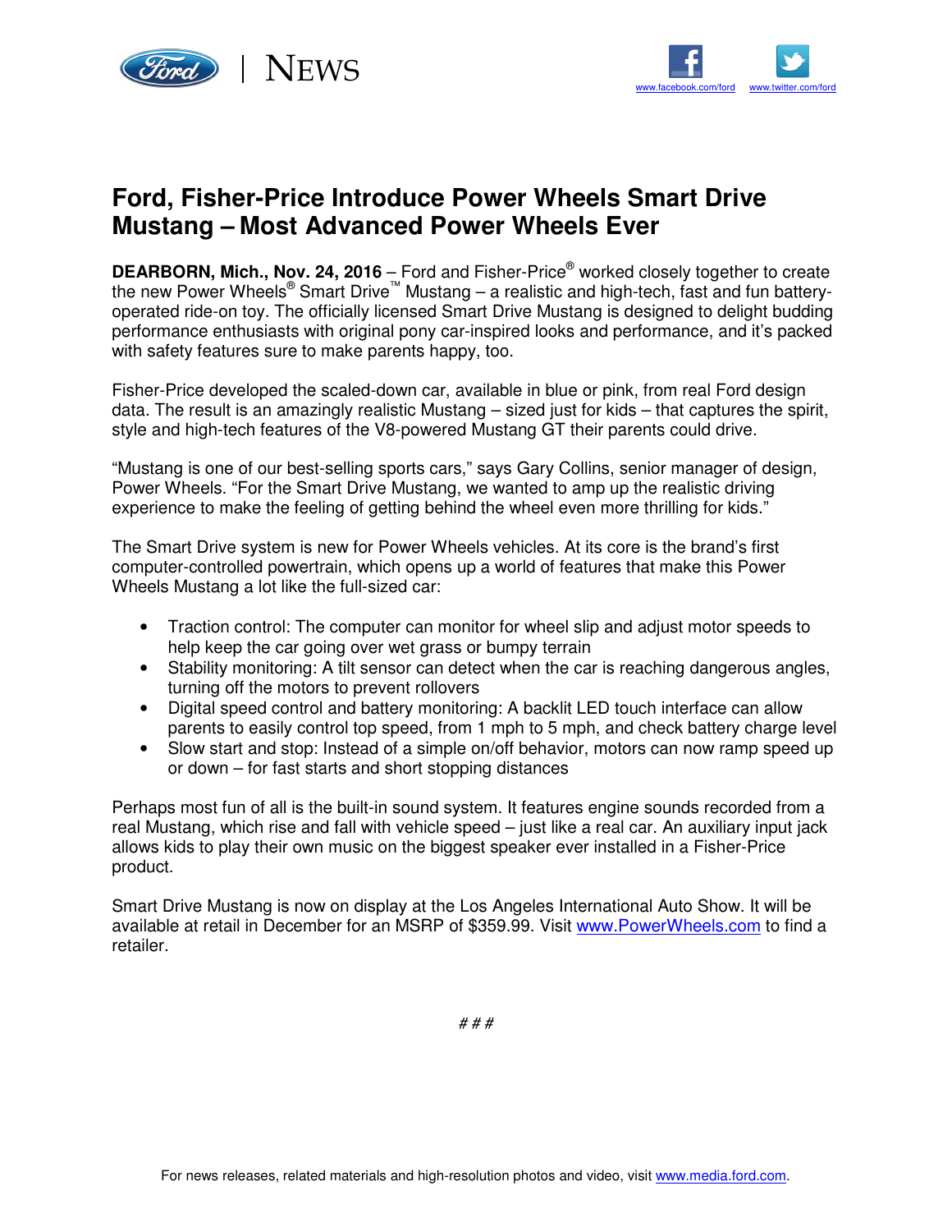Ford | NEWS

www.facebook.com/ford www.twitter.com/ford

# Ford, Fisher-Price Introduce Power Wheels Smart Drive Mustang – Most Advanced Power Wheels Ever

**DEARBORN, Mich., Nov. 24, 2016** – Ford and Fisher-Price® worked closely together to create the new Power Wheels® Smart Drive™ Mustang – a realistic and high-tech, fast and fun battery-operated ride-on toy. The officially licensed Smart Drive Mustang is designed to delight budding performance enthusiasts with original pony car-inspired looks and performance, and it's packed with safety features sure to make parents happy, too.

Fisher-Price developed the scaled-down car, available in blue or pink, from real Ford design data. The result is an amazingly realistic Mustang – sized just for kids – that captures the spirit, style and high-tech features of the V8-powered Mustang GT their parents could drive.

"Mustang is one of our best-selling sports cars," says Gary Collins, senior manager of design, Power Wheels. "For the Smart Drive Mustang, we wanted to amp up the realistic driving experience to make the feeling of getting behind the wheel even more thrilling for kids."

The Smart Drive system is new for Power Wheels vehicles. At its core is the brand's first computer-controlled powertrain, which opens up a world of features that make this Power Wheels Mustang a lot like the full-sized car:

- Traction control: The computer can monitor for wheel slip and adjust motor speeds to help keep the car going over wet grass or bumpy terrain
- Stability monitoring: A tilt sensor can detect when the car is reaching dangerous angles, turning off the motors to prevent rollovers
- Digital speed control and battery monitoring: A backlit LED touch interface can allow parents to easily control top speed, from 1 mph to 5 mph, and check battery charge level
- Slow start and stop: Instead of a simple on/off behavior, motors can now ramp speed up or down – for fast starts and short stopping distances

Perhaps most fun of all is the built-in sound system. It features engine sounds recorded from a real Mustang, which rise and fall with vehicle speed – just like a real car. An auxiliary input jack allows kids to play their own music on the biggest speaker ever installed in a Fisher-Price product.

Smart Drive Mustang is now on display at the Los Angeles International Auto Show. It will be available at retail in December for an MSRP of $359.99. Visit www.PowerWheels.com to find a retailer.

# # #

For news releases, related materials and high-resolution photos and video, visit www.media.ford.com.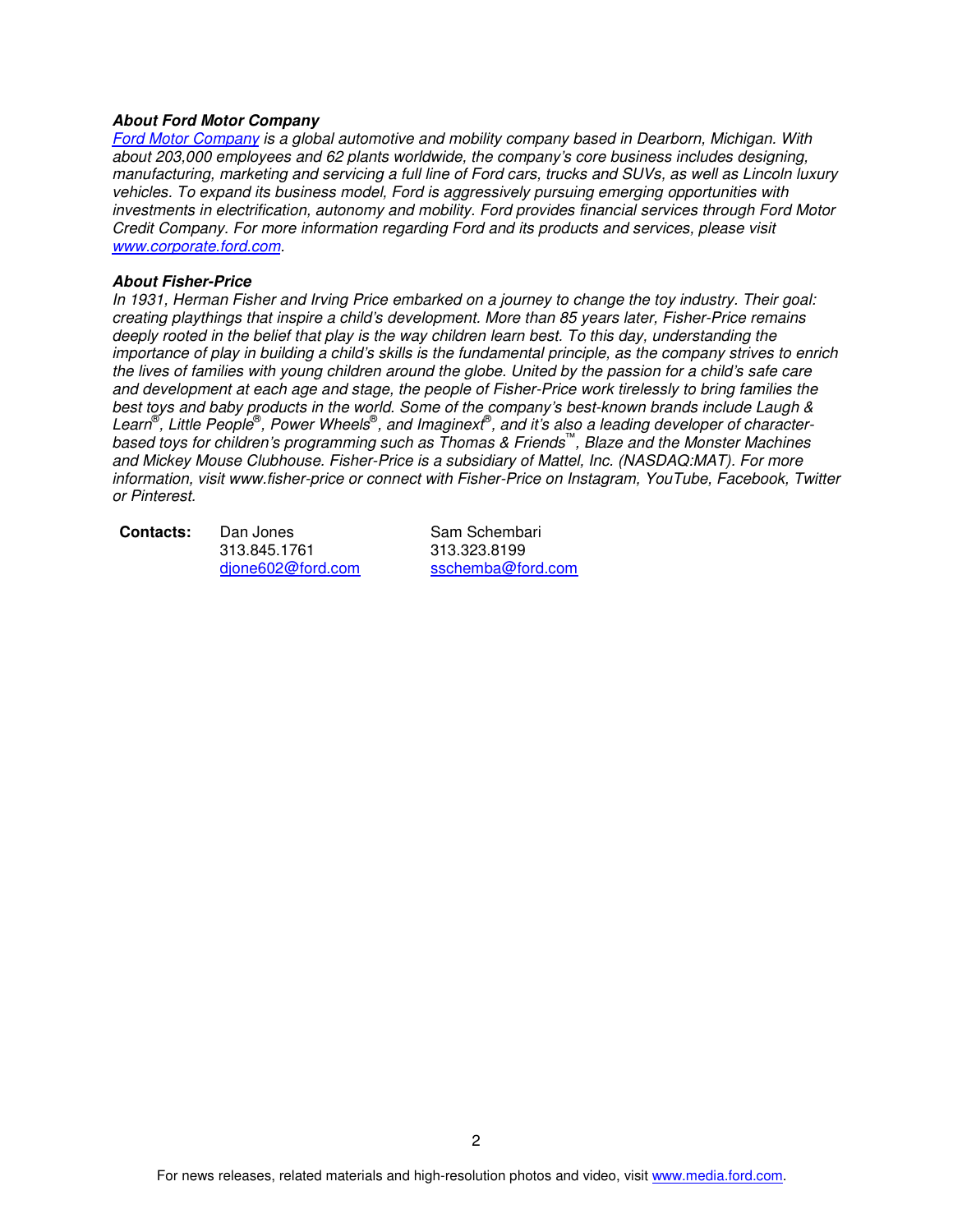***About Ford Motor Company***

*Ford Motor Company is a global automotive and mobility company based in Dearborn, Michigan. With about 203,000 employees and 62 plants worldwide, the company's core business includes designing, manufacturing, marketing and servicing a full line of Ford cars, trucks and SUVs, as well as Lincoln luxury vehicles. To expand its business model, Ford is aggressively pursuing emerging opportunities with investments in electrification, autonomy and mobility. Ford provides financial services through Ford Motor Credit Company. For more information regarding Ford and its products and services, please visit www.corporate.ford.com.*

***About Fisher-Price***

*In 1931, Herman Fisher and Irving Price embarked on a journey to change the toy industry. Their goal: creating playthings that inspire a child's development. More than 85 years later, Fisher-Price remains deeply rooted in the belief that play is the way children learn best. To this day, understanding the importance of play in building a child's skills is the fundamental principle, as the company strives to enrich the lives of families with young children around the globe. United by the passion for a child's safe care and development at each age and stage, the people of Fisher-Price work tirelessly to bring families the best toys and baby products in the world. Some of the company's best-known brands include Laugh & Learn®, Little People®, Power Wheels®, and Imaginext®, and it's also a leading developer of character-based toys for children's programming such as Thomas & Friends™, Blaze and the Monster Machines and Mickey Mouse Clubhouse. Fisher-Price is a subsidiary of Mattel, Inc. (NASDAQ:MAT). For more information, visit www.fisher-price or connect with Fisher-Price on Instagram, YouTube, Facebook, Twitter or Pinterest.*

| | | |
|---|---|---|
| **Contacts:** | Dan Jones | Sam Schembari |
| | 313.845.1761 | 313.323.8199 |
| | djone602@ford.com | sschemba@ford.com |

For news releases, related materials and high-resolution photos and video, visit www.media.ford.com.